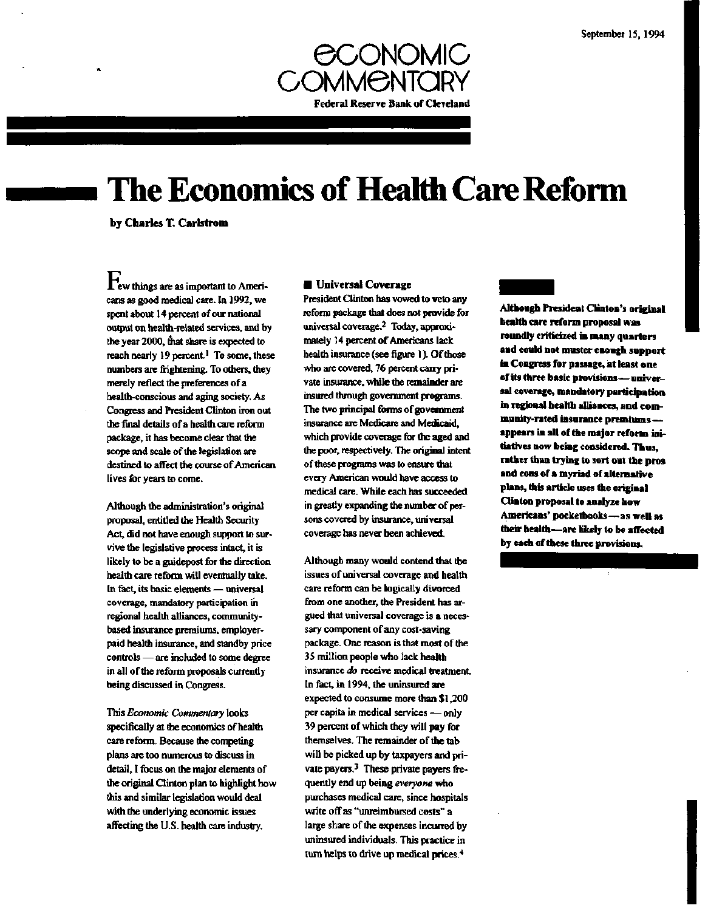September 15, 1994

ECONOMIC COMMENTARY

Federal Reserve Bank of Cleveland

# The Economics of Health Care Reform

**by Charles T. Carlstrom**

Few things are as important to Americans as good medical care. In 1992, we spent about 14 percent of our national output on health-related services, and by the year 2000, that share is expected to reach nearly 19 percent.[1] To some, these numbers are frightening. To others, they merely reflect the preferences of a health-conscious and aging society. As Congress and President Clinton iron out the final details of a health care reform package, it has become clear that the scope and scale of the legislation are destined to affect the course of American lives for years to come.

Although the administration's original proposal, entitled the Health Security Act, did not have enough support to survive the legislative process intact, it is likely to be a guidepost for the direction health care reform will eventually take. In fact, its basic elements — universal coverage, mandatory participation in regional health alliances, community-based insurance premiums, employer-paid health insurance, and standby price controls — are included to some degree in all of the reform proposals currently being discussed in Congress.

This *Economic Commentary* looks specifically at the economics of health care reform. Because the competing plans are too numerous to discuss in detail, I focus on the major elements of the original Clinton plan to highlight how this and similar legislation would deal with the underlying economic issues affecting the U.S. health care industry.

## Universal Coverage

President Clinton has vowed to veto any reform package that does not provide for universal coverage.[2] Today, approximately 14 percent of Americans lack health insurance (see figure 1). Of those who are covered, 76 percent carry private insurance, while the remainder are insured through government programs. The two principal forms of government insurance are Medicare and Medicaid, which provide coverage for the aged and the poor, respectively. The original intent of these programs was to ensure that every American would have access to medical care. While each has succeeded in greatly expanding the number of persons covered by insurance, universal coverage has never been achieved.

Although many would contend that the issues of universal coverage and health care reform can be logically divorced from one another, the President has argued that universal coverage is a necessary component of any cost-saving package. One reason is that most of the 35 million people who lack health insurance *do* receive medical treatment. In fact, in 1994, the uninsured are expected to consume more than $1,200 per capita in medical services — only 39 percent of which they will pay for themselves. The remainder of the tab will be picked up by taxpayers and private payers.[3] These private payers frequently end up being *everyone* who purchases medical care, since hospitals write off as "unreimbursed costs" a large share of the expenses incurred by uninsured individuals. This practice in turn helps to drive up medical prices.[4]

**Although President Clinton's original health care reform proposal was roundly criticized in many quarters and could not muster enough support in Congress for passage, at least one of its three basic provisions — universal coverage, mandatory participation in regional health alliances, and community-rated insurance premiums — appears in all of the major reform initiatives now being considered. Thus, rather than trying to sort out the pros and cons of a myriad of alternative plans, this article uses the original Clinton proposal to analyze how Americans' pocketbooks — as well as their health — are likely to be affected by each of these three provisions.**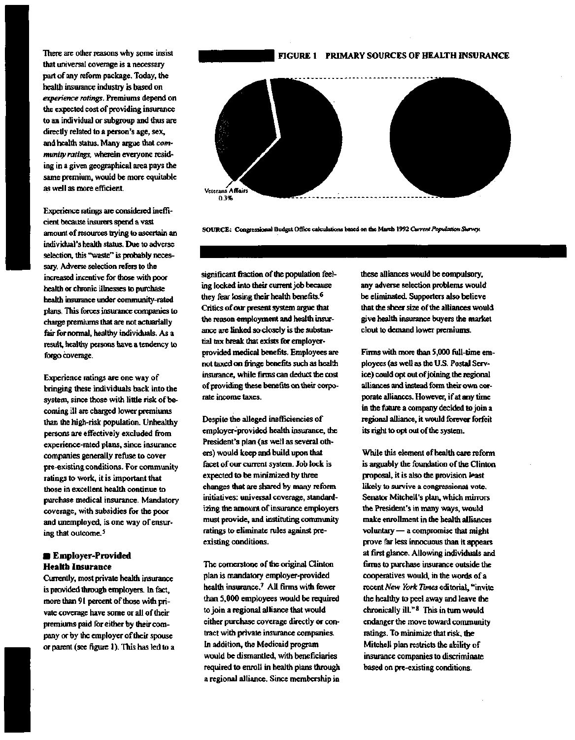There are other reasons why some insist that universal coverage is a necessary part of any reform package. Today, the health insurance industry is based on *experience ratings*. Premiums depend on the expected cost of providing insurance to an individual or subgroup and thus are directly related to a person's age, sex, and health status. Many argue that *community ratings*, wherein everyone residing in a given geographical area pays the same premium, would be more equitable as well as more efficient.

Experience ratings are considered inefficient because insurers spend a vast amount of resources trying to ascertain an individual's health status. Due to adverse selection, this "waste" is probably necessary. Adverse selection refers to the increased incentive for those with poor health or chronic illnesses to purchase health insurance under community-rated plans. This forces insurance companies to charge premiums that are not actuarially fair for normal, healthy individuals. As a result, healthy persons have a tendency to forgo coverage.

Experience ratings are one way of bringing these individuals back into the system, since those with little risk of becoming ill are charged lower premiums than the high-risk population. Unhealthy persons are effectively excluded from experience-rated plans, since insurance companies generally refuse to cover pre-existing conditions. For community ratings to work, it is important that those in excellent health continue to purchase medical insurance. Mandatory coverage, with subsidies for the poor and unemployed, is one way of ensuring that outcome.[5]

## Employer-Provided Health Insurance

Currently, most private health insurance is provided through employers. In fact, more than 91 percent of those with private coverage have some or all of their premiums paid for either by their company or by the employer of their spouse or parent (see figure 1). This has led to a significant fraction of the population feeling locked into their current job because they fear losing their health benefits.[6] Critics of our present system argue that the reason employment and health insurance are linked so closely is the substantial tax break that exists for employer-provided medical benefits. Employees are not taxed on fringe benefits such as health insurance, while firms can deduct the cost of providing these benefits on their corporate income taxes.

Despite the alleged inefficiencies of employer-provided health insurance, the President's plan (as well as several others) would keep and build upon that facet of our current system. Job lock is expected to be minimized by three changes that are shared by many reform initiatives: universal coverage, standardizing the amount of insurance employers must provide, and instituting community ratings to eliminate rules against pre-existing conditions.

The cornerstone of the original Clinton plan is mandatory employer-provided health insurance.[7] All firms with fewer than 5,000 employees would be required to join a regional alliance that would either purchase coverage directly or contract with private insurance companies. In addition, the Medicaid program would be dismantled, with beneficiaries required to enroll in health plans through a regional alliance. Since membership in these alliances would be compulsory, any adverse selection problems would be eliminated. Supporters also believe that the sheer size of the alliances would give health insurance buyers the market clout to demand lower premiums.

Firms with more than 5,000 full-time employees (as well as the U.S. Postal Service) could opt out of joining the regional alliances and instead form their own corporate alliances. However, if at any time in the future a company decided to join a regional alliance, it would forever forfeit its right to opt out of the system.

While this element of health care reform is arguably the foundation of the Clinton proposal, it is also the provision least likely to survive a congressional vote. Senator Mitchell's plan, which mirrors the President's in many ways, would make enrollment in the health alliances voluntary — a compromise that might prove far less innocuous than it appears at first glance. Allowing individuals and firms to purchase insurance outside the cooperatives would, in the words of a recent *New York Times* editorial, "invite the healthy to peel away and leave the chronically ill."[8] This in turn would endanger the move toward community ratings. To minimize that risk, the Mitchell plan restricts the ability of insurance companies to discriminate based on pre-existing conditions.

**FIGURE 1 PRIMARY SOURCES OF HEALTH INSURANCE**

Veterans Affairs 0.3%

SOURCE: Congressional Budget Office calculations based on the March 1992 *Current Population Survey*.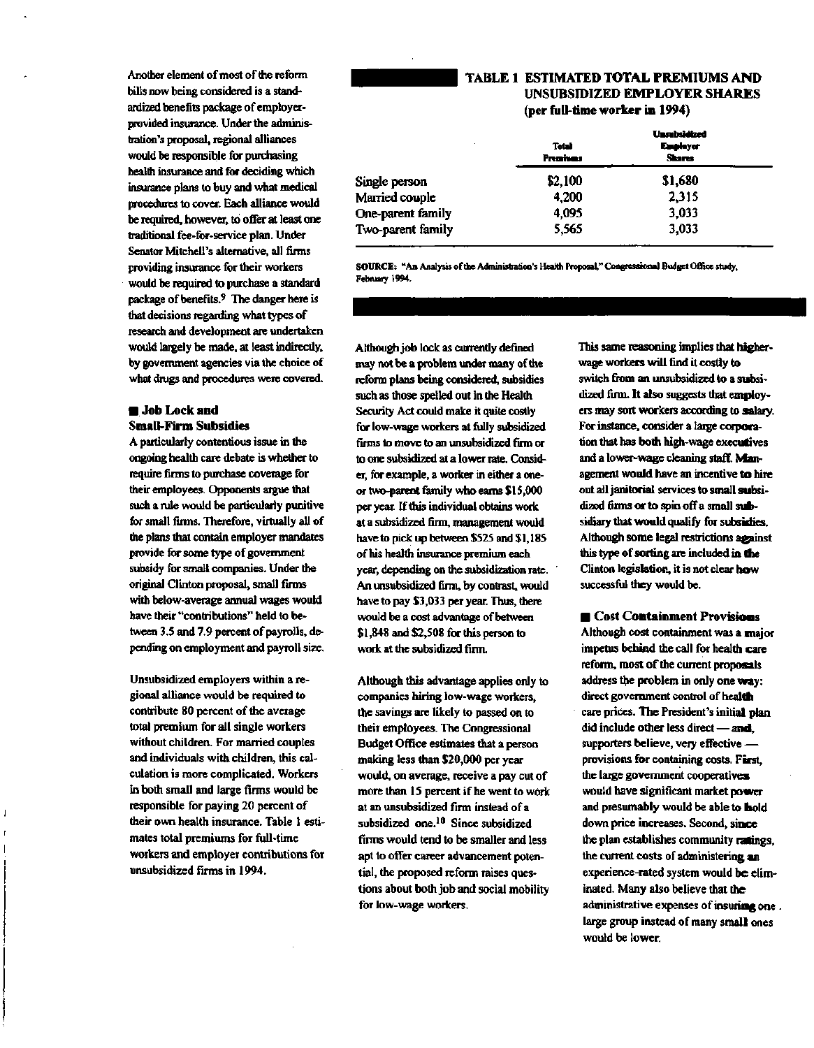Another element of most of the reform bills now being considered is a standardized benefits package of employer-provided insurance. Under the administration's proposal, regional alliances would be responsible for purchasing health insurance and for deciding which insurance plans to buy and what medical procedures to cover. Each alliance would be required, however, to offer at least one traditional fee-for-service plan. Under Senator Mitchell's alternative, all firms providing insurance for their workers would be required to purchase a standard package of benefits.[9] The danger here is that decisions regarding what types of research and development are undertaken would largely be made, at least indirectly, by government agencies via the choice of what drugs and procedures were covered.

## Job Lock and Small-Firm Subsidies

A particularly contentious issue in the ongoing health care debate is whether to require firms to purchase coverage for their employees. Opponents argue that such a rule would be particularly punitive for small firms. Therefore, virtually all of the plans that contain employer mandates provide for some type of government subsidy for small companies. Under the original Clinton proposal, small firms with below-average annual wages would have their "contributions" held to between 3.5 and 7.9 percent of payrolls, depending on employment and payroll size.

Unsubsidized employers within a regional alliance would be required to contribute 80 percent of the average total premium for all single workers without children. For married couples and individuals with children, this calculation is more complicated. Workers in both small and large firms would be responsible for paying 20 percent of their own health insurance. Table 1 estimates total premiums for full-time workers and employer contributions for unsubsidized firms in 1994.

**TABLE 1 ESTIMATED TOTAL PREMIUMS AND UNSUBSIDIZED EMPLOYER SHARES (per full-time worker in 1994)**

| | Total Premiums | Unsubsidized Employer Shares |
|---|---|---|
| Single person | $2,100 | $1,680 |
| Married couple | 4,200 | 2,315 |
| One-parent family | 4,095 | 3,033 |
| Two-parent family | 5,565 | 3,033 |

SOURCE: "An Analysis of the Administration's Health Proposal," Congressional Budget Office study, February 1994.

Although job lock as currently defined may not be a problem under many of the reform plans being considered, subsidies such as those spelled out in the Health Security Act could make it quite costly for low-wage workers at fully subsidized firms to move to an unsubsidized firm or to one subsidized at a lower rate. Consider, for example, a worker in either a one- or two-parent family who earns $15,000 per year. If this individual obtains work at a subsidized firm, management would have to pick up between $525 and $1,185 of his health insurance premium each year, depending on the subsidization rate. An unsubsidized firm, by contrast, would have to pay $3,033 per year. Thus, there would be a cost advantage of between $1,848 and $2,508 for this person to work at the subsidized firm.

Although this advantage applies only to companies hiring low-wage workers, the savings are likely to passed on to their employees. The Congressional Budget Office estimates that a person making less than $20,000 per year would, on average, receive a pay cut of more than 15 percent if he went to work at an unsubsidized firm instead of a subsidized one.[10] Since subsidized firms would tend to be smaller and less apt to offer career advancement potential, the proposed reform raises questions about both job and social mobility for low-wage workers.

This same reasoning implies that higher-wage workers will find it costly to switch from an unsubsidized to a subsidized firm. It also suggests that employers may sort workers according to salary. For instance, consider a large corporation that has both high-wage executives and a lower-wage cleaning staff. Management would have an incentive to hire out all janitorial services to small subsidized firms or to spin off a small subsidiary that would qualify for subsidies. Although some legal restrictions against this type of sorting are included in the Clinton legislation, it is not clear how successful they would be.

## Cost Containment Provisions

Although cost containment was a major impetus behind the call for health care reform, most of the current proposals address the problem in only one way: direct government control of health care prices. The President's initial plan did include other less direct — and, supporters believe, very effective — provisions for containing costs. First, the large government cooperatives would have significant market power and presumably would be able to hold down price increases. Second, since the plan establishes community ratings, the current costs of administering an experience-rated system would be eliminated. Many also believe that the administrative expenses of insuring one large group instead of many small ones would be lower.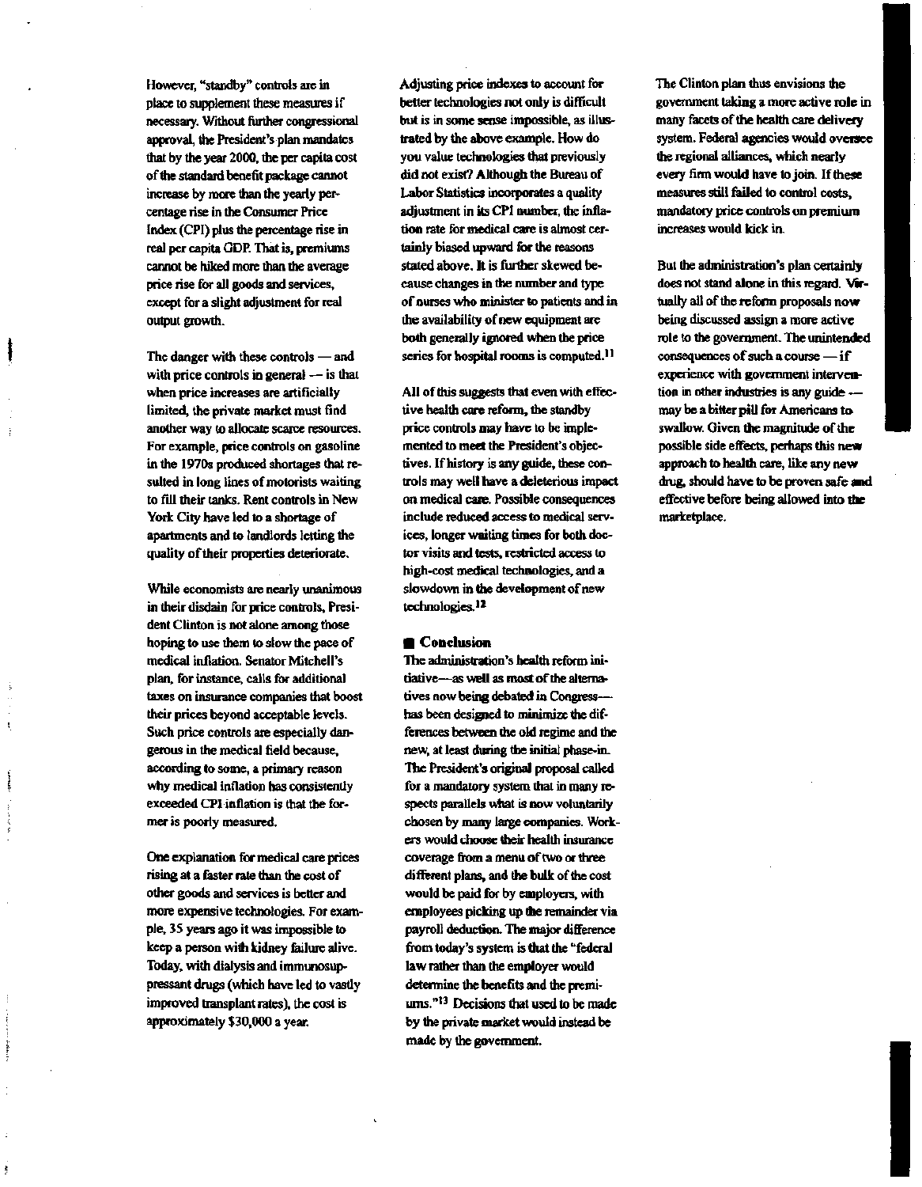However, "standby" controls are in place to supplement these measures if necessary. Without further congressional approval, the President's plan mandates that by the year 2000, the per capita cost of the standard benefit package cannot increase by more than the yearly percentage rise in the Consumer Price Index (CPI) plus the percentage rise in real per capita GDP. That is, premiums cannot be hiked more than the average price rise for all goods and services, except for a slight adjustment for real output growth.

The danger with these controls — and with price controls in general — is that when price increases are artificially limited, the private market must find another way to allocate scarce resources. For example, price controls on gasoline in the 1970s produced shortages that resulted in long lines of motorists waiting to fill their tanks. Rent controls in New York City have led to a shortage of apartments and to landlords letting the quality of their properties deteriorate.

While economists are nearly unanimous in their disdain for price controls, President Clinton is not alone among those hoping to use them to slow the pace of medical inflation. Senator Mitchell's plan, for instance, calls for additional taxes on insurance companies that boost their prices beyond acceptable levels. Such price controls are especially dangerous in the medical field because, according to some, a primary reason why medical inflation has consistently exceeded CPI inflation is that the former is poorly measured.

One explanation for medical care prices rising at a faster rate than the cost of other goods and services is better and more expensive technologies. For example, 35 years ago it was impossible to keep a person with kidney failure alive. Today, with dialysis and immunosuppressant drugs (which have led to vastly improved transplant rates), the cost is approximately $30,000 a year.

Adjusting price indexes to account for better technologies not only is difficult but is in some sense impossible, as illustrated by the above example. How do you value technologies that previously did not exist? Although the Bureau of Labor Statistics incorporates a quality adjustment in its CPI number, the inflation rate for medical care is almost certainly biased upward for the reasons stated above. It is further skewed because changes in the number and type of nurses who minister to patients and in the availability of new equipment are both generally ignored when the price series for hospital rooms is computed.[11]

All of this suggests that even with effective health care reform, the standby price controls may have to be implemented to meet the President's objectives. If history is any guide, these controls may well have a deleterious impact on medical care. Possible consequences include reduced access to medical services, longer waiting times for both doctor visits and tests, restricted access to high-cost medical technologies, and a slowdown in the development of new technologies.[12]

## Conclusion

The administration's health reform initiative—as well as most of the alternatives now being debated in Congress—has been designed to minimize the differences between the old regime and the new, at least during the initial phase-in. The President's original proposal called for a mandatory system that in many respects parallels what is now voluntarily chosen by many large companies. Workers would choose their health insurance coverage from a menu of two or three different plans, and the bulk of the cost would be paid for by employers, with employees picking up the remainder via payroll deduction. The major difference from today's system is that the "federal law rather than the employer would determine the benefits and the premiums."[13] Decisions that used to be made by the private market would instead be made by the government.

The Clinton plan thus envisions the government taking a more active role in many facets of the health care delivery system. Federal agencies would oversee the regional alliances, which nearly every firm would have to join. If these measures still failed to control costs, mandatory price controls on premium increases would kick in.

But the administration's plan certainly does not stand alone in this regard. Virtually all of the reform proposals now being discussed assign a more active role to the government. The unintended consequences of such a course — if experience with government intervention in other industries is any guide — may be a bitter pill for Americans to swallow. Given the magnitude of the possible side effects, perhaps this new approach to health care, like any new drug, should have to be proven safe and effective before being allowed into the marketplace.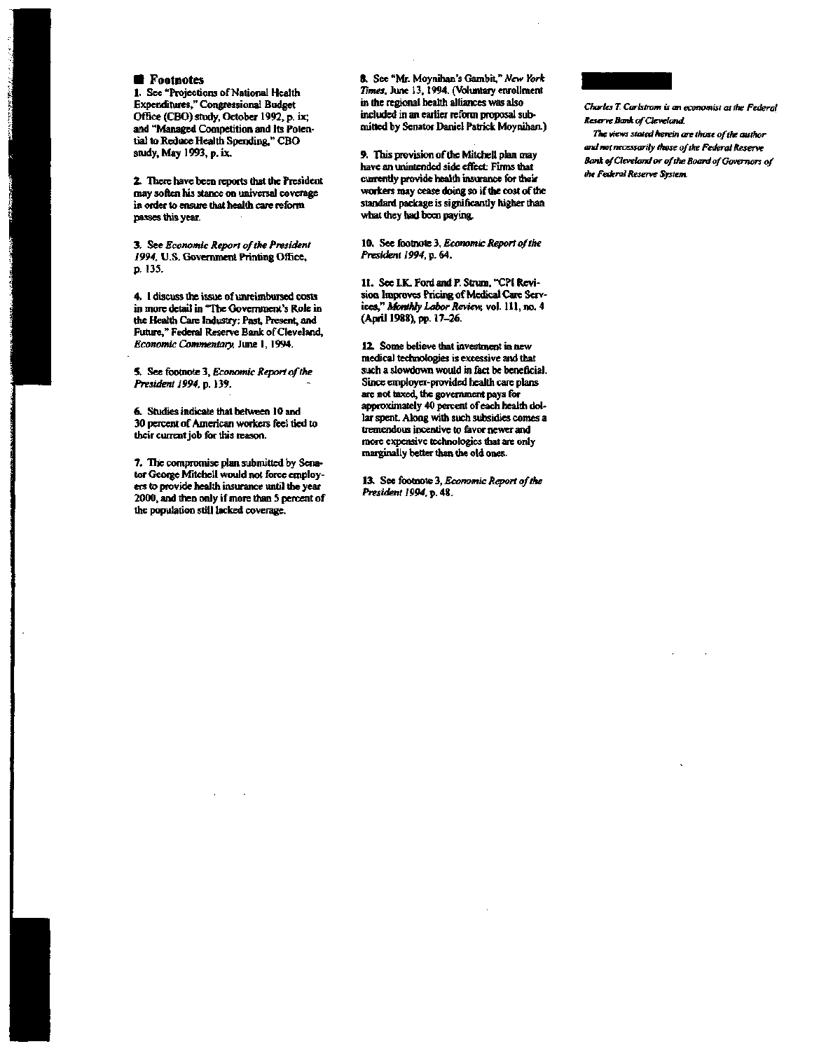## Footnotes

1. See "Projections of National Health Expenditures," Congressional Budget Office (CBO) study, October 1992, p. ix; and "Managed Competition and Its Potential to Reduce Health Spending," CBO study, May 1993, p. ix.

2. There have been reports that the President may soften his stance on universal coverage in order to ensure that health care reform passes this year.

3. See *Economic Report of the President 1994,* U.S. Government Printing Office, p. 135.

4. I discuss the issue of unreimbursed costs in more detail in "The Government's Role in the Health Care Industry: Past, Present, and Future," Federal Reserve Bank of Cleveland, *Economic Commentary,* June 1, 1994.

5. See footnote 3, *Economic Report of the President 1994,* p. 139.

6. Studies indicate that between 10 and 30 percent of American workers feel tied to their current job for this reason.

7. The compromise plan submitted by Senator George Mitchell would not force employers to provide health insurance until the year 2000, and then only if more than 5 percent of the population still lacked coverage.

8. See "Mr. Moynihan's Gambit," *New York Times,* June 13, 1994. (Voluntary enrollment in the regional health alliances was also included in an earlier reform proposal submitted by Senator Daniel Patrick Moynihan.)

9. This provision of the Mitchell plan may have an unintended side effect: Firms that currently provide health insurance for their workers may cease doing so if the cost of the standard package is significantly higher than what they had been paying.

10. See footnote 3, *Economic Report of the President 1994,* p. 64.

11. See I.K. Ford and P. Sturm, "CPI Revision Improves Pricing of Medical Care Services," *Monthly Labor Review,* vol. 111, no. 4 (April 1988), pp. 17–26.

12. Some believe that investment in new medical technologies is excessive and that such a slowdown would in fact be beneficial. Since employer-provided health care plans are not taxed, the government pays for approximately 40 percent of each health dollar spent. Along with such subsidies comes a tremendous incentive to favor newer and more expensive technologies that are only marginally better than the old ones.

13. See footnote 3, *Economic Report of the President 1994,* p. 48.

*Charles T. Carlstrom is an economist at the Federal Reserve Bank of Cleveland.*

*The views stated herein are those of the author and not necessarily those of the Federal Reserve Bank of Cleveland or of the Board of Governors of the Federal Reserve System.*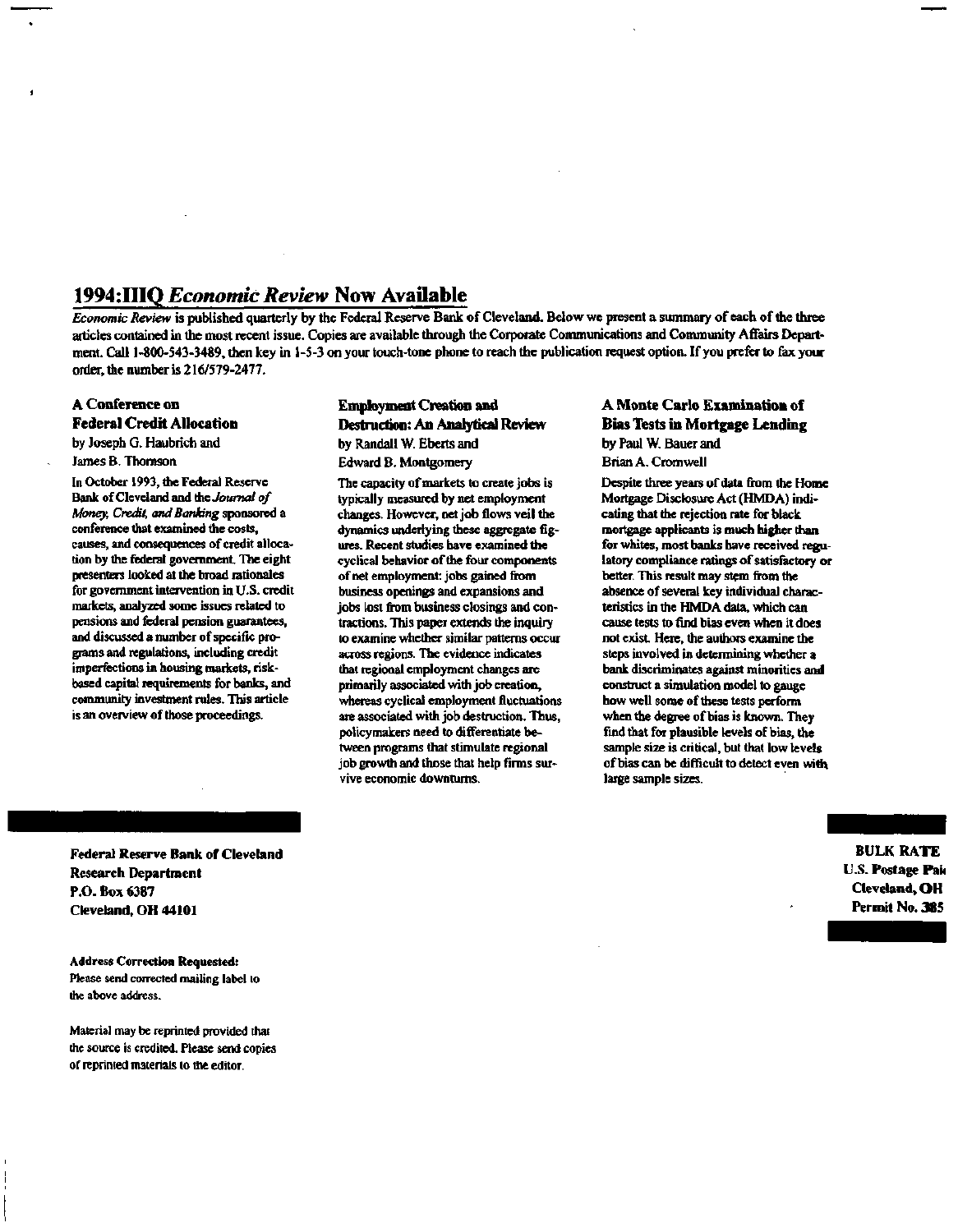## 1994:IIIQ *Economic Review* Now Available

*Economic Review* is published quarterly by the Federal Reserve Bank of Cleveland. Below we present a summary of each of the three articles contained in the most recent issue. Copies are available through the Corporate Communications and Community Affairs Department. Call 1-800-543-3489, then key in 1-5-3 on your touch-tone phone to reach the publication request option. If you prefer to fax your order, the number is 216/579-2477.

### A Conference on Federal Credit Allocation

by Joseph G. Haubrich and James B. Thomson

In October 1993, the Federal Reserve Bank of Cleveland and the *Journal of Money, Credit, and Banking* sponsored a conference that examined the costs, causes, and consequences of credit allocation by the federal government. The eight presenters looked at the broad rationales for government intervention in U.S. credit markets, analyzed some issues related to pensions and federal pension guarantees, and discussed a number of specific programs and regulations, including credit imperfections in housing markets, risk-based capital requirements for banks, and community investment rules. This article is an overview of those proceedings.

### Employment Creation and Destruction: An Analytical Review

by Randall W. Eberts and Edward B. Montgomery

The capacity of markets to create jobs is typically measured by net employment changes. However, net job flows veil the dynamics underlying these aggregate figures. Recent studies have examined the cyclical behavior of the four components of net employment: jobs gained from business openings and expansions and jobs lost from business closings and contractions. This paper extends the inquiry to examine whether similar patterns occur across regions. The evidence indicates that regional employment changes are primarily associated with job creation, whereas cyclical employment fluctuations are associated with job destruction. Thus, policymakers need to differentiate between programs that stimulate regional job growth and those that help firms survive economic downturns.

### A Monte Carlo Examination of Bias Tests in Mortgage Lending

by Paul W. Bauer and Brian A. Cromwell

Despite three years of data from the Home Mortgage Disclosure Act (HMDA) indicating that the rejection rate for black mortgage applicants is much higher than for whites, most banks have received regulatory compliance ratings of satisfactory or better. This result may stem from the absence of several key individual characteristics in the HMDA data, which can cause tests to find bias even when it does not exist. Here, the authors examine the steps involved in determining whether a bank discriminates against minorities and construct a simulation model to gauge how well some of these tests perform when the degree of bias is known. They find that for plausible levels of bias, the sample size is critical, but that low levels of bias can be difficult to detect even with large sample sizes.

**Federal Reserve Bank of Cleveland**
**Research Department**
**P.O. Box 6387**
**Cleveland, OH 44101**

**Address Correction Requested:**
Please send corrected mailing label to the above address.

Material may be reprinted provided that the source is credited. Please send copies of reprinted materials to the editor.

**BULK RATE**
**U.S. Postage Paid**
**Cleveland, OH**
**Permit No. 385**